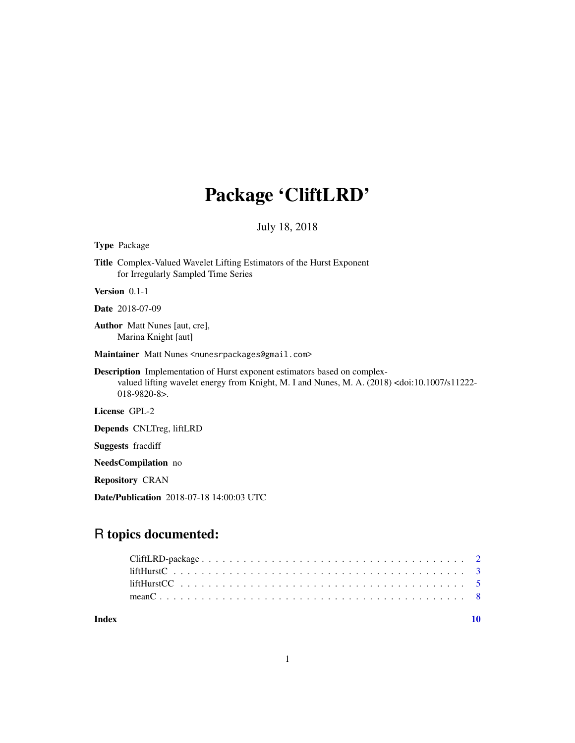# Package 'CliftLRD'

July 18, 2018

**Type** Package

**Title** Complex-Valued Wavelet Lifting Estimators of the Hurst Exponent for Irregularly Sampled Time Series

**Version** 0.1-1

**Date** 2018-07-09

**Author** Matt Nunes [aut, cre], Marina Knight [aut]

**Maintainer** Matt Nunes <nunesrpackages@gmail.com>

**Description** Implementation of Hurst exponent estimators based on complex-valued lifting wavelet energy from Knight, M. I and Nunes, M. A. (2018) <doi:10.1007/s11222-018-9820-8>.

**License** GPL-2

**Depends** CNLTreg, liftLRD

**Suggests** fracdiff

**NeedsCompilation** no

**Repository** CRAN

**Date/Publication** 2018-07-18 14:00:03 UTC

## R topics documented:

CliftLRD-package . . . . . . . . . . . . . . . . . . . . . . . . . . . . . . . . . . . . . . . . 2
liftHurstC . . . . . . . . . . . . . . . . . . . . . . . . . . . . . . . . . . . . . . . . . . . . 3
liftHurstCC . . . . . . . . . . . . . . . . . . . . . . . . . . . . . . . . . . . . . . . . . . . 5
meanC . . . . . . . . . . . . . . . . . . . . . . . . . . . . . . . . . . . . . . . . . . . . . . 8

**Index** 10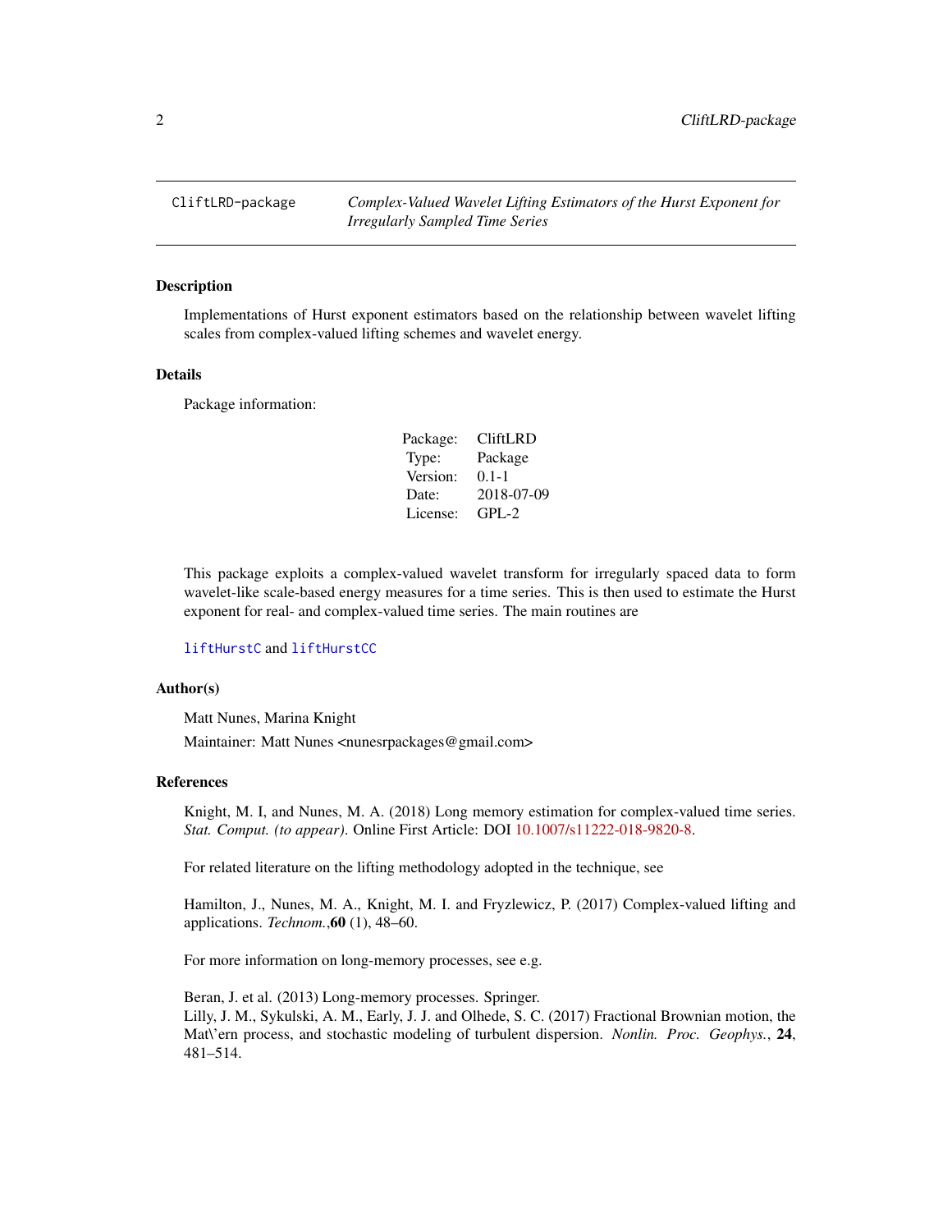CliftLRD-package    *Complex-Valued Wavelet Lifting Estimators of the Hurst Exponent for Irregularly Sampled Time Series*

## Description

Implementations of Hurst exponent estimators based on the relationship between wavelet lifting scales from complex-valued lifting schemes and wavelet energy.

## Details

Package information:

| | |
|---|---|
| Package: | CliftLRD |
| Type: | Package |
| Version: | 0.1-1 |
| Date: | 2018-07-09 |
| License: | GPL-2 |

This package exploits a complex-valued wavelet transform for irregularly spaced data to form wavelet-like scale-based energy measures for a time series. This is then used to estimate the Hurst exponent for real- and complex-valued time series. The main routines are

`liftHurstC` and `liftHurstCC`

## Author(s)

Matt Nunes, Marina Knight

Maintainer: Matt Nunes <nunesrpackages@gmail.com>

## References

Knight, M. I, and Nunes, M. A. (2018) Long memory estimation for complex-valued time series. *Stat. Comput. (to appear)*. Online First Article: DOI 10.1007/s11222-018-9820-8.

For related literature on the lifting methodology adopted in the technique, see

Hamilton, J., Nunes, M. A., Knight, M. I. and Fryzlewicz, P. (2017) Complex-valued lifting and applications. *Technom.*,**60** (1), 48–60.

For more information on long-memory processes, see e.g.

Beran, J. et al. (2013) Long-memory processes. Springer.
Lilly, J. M., Sykulski, A. M., Early, J. J. and Olhede, S. C. (2017) Fractional Brownian motion, the Mat\'ern process, and stochastic modeling of turbulent dispersion. *Nonlin. Proc. Geophys.*, **24**, 481–514.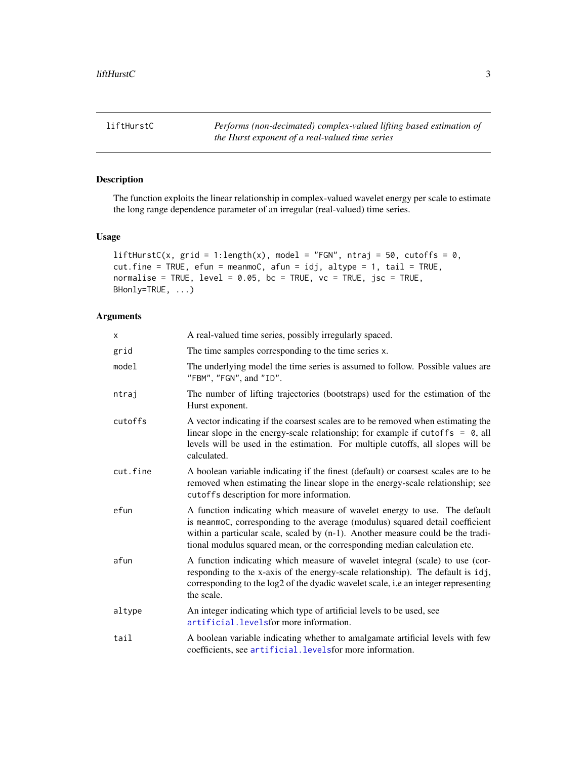# liftHurstC

*Performs (non-decimated) complex-valued lifting based estimation of the Hurst exponent of a real-valued time series*

## Description

The function exploits the linear relationship in complex-valued wavelet energy per scale to estimate the long range dependence parameter of an irregular (real-valued) time series.

## Usage

```
liftHurstC(x, grid = 1:length(x), model = "FGN", ntraj = 50, cutoffs = 0,
cut.fine = TRUE, efun = meanmoC, afun = idj, altype = 1, tail = TRUE,
normalise = TRUE, level = 0.05, bc = TRUE, vc = TRUE, jsc = TRUE,
BHonly=TRUE, ...)
```

## Arguments

| | |
|---|---|
| `x` | A real-valued time series, possibly irregularly spaced. |
| `grid` | The time samples corresponding to the time series `x`. |
| `model` | The underlying model the time series is assumed to follow. Possible values are `"FBM"`, `"FGN"`, and `"ID"`. |
| `ntraj` | The number of lifting trajectories (bootstraps) used for the estimation of the Hurst exponent. |
| `cutoffs` | A vector indicating if the coarsest scales are to be removed when estimating the linear slope in the energy-scale relationship; for example if `cutoffs = 0`, all levels will be used in the estimation. For multiple cutoffs, all slopes will be calculated. |
| `cut.fine` | A boolean variable indicating if the finest (default) or coarsest scales are to be removed when estimating the linear slope in the energy-scale relationship; see `cutoffs` description for more information. |
| `efun` | A function indicating which measure of wavelet energy to use. The default is `meanmoC`, corresponding to the average (modulus) squared detail coefficient within a particular scale, scaled by (n-1). Another measure could be the traditional modulus squared mean, or the corresponding median calculation etc. |
| `afun` | A function indicating which measure of wavelet integral (scale) to use (corresponding to the x-axis of the energy-scale relationship). The default is `idj`, corresponding to the log2 of the dyadic wavelet scale, i.e an integer representing the scale. |
| `altype` | An integer indicating which type of artificial levels to be used, see `artificial.levels`for more information. |
| `tail` | A boolean variable indicating whether to amalgamate artificial levels with few coefficients, see `artificial.levels`for more information. |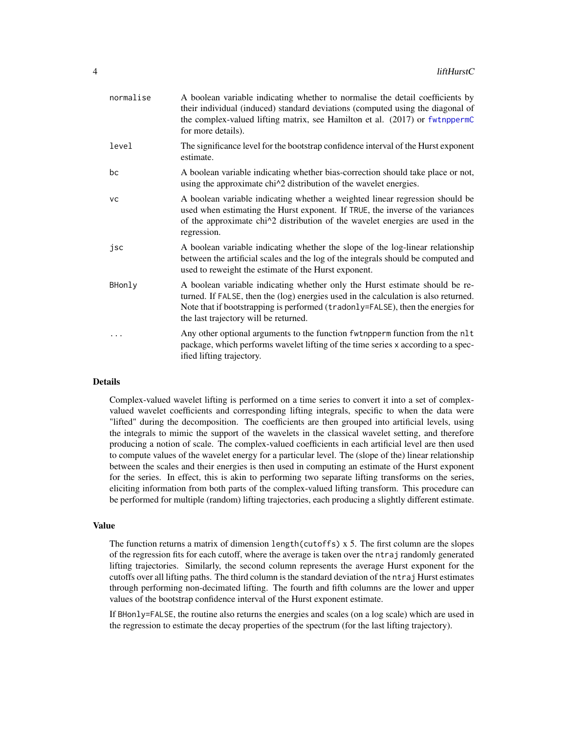| | |
|---|---|
| `normalise` | A boolean variable indicating whether to normalise the detail coefficients by their individual (induced) standard deviations (computed using the diagonal of the complex-valued lifting matrix, see Hamilton et al. (2017) or `fwtnppermC` for more details). |
| `level` | The significance level for the bootstrap confidence interval of the Hurst exponent estimate. |
| `bc` | A boolean variable indicating whether bias-correction should take place or not, using the approximate chi^2 distribution of the wavelet energies. |
| `vc` | A boolean variable indicating whether a weighted linear regression should be used when estimating the Hurst exponent. If `TRUE`, the inverse of the variances of the approximate chi^2 distribution of the wavelet energies are used in the regression. |
| `jsc` | A boolean variable indicating whether the slope of the log-linear relationship between the artificial scales and the log of the integrals should be computed and used to reweight the estimate of the Hurst exponent. |
| `BHonly` | A boolean variable indicating whether only the Hurst estimate should be returned. If `FALSE`, then the (log) energies used in the calculation is also returned. Note that if bootstrapping is performed (`tradonly=FALSE`), then the energies for the last trajectory will be returned. |
| `...` | Any other optional arguments to the function `fwtnpperm` function from the `nlt` package, which performs wavelet lifting of the time series `x` according to a specified lifting trajectory. |

### Details

Complex-valued wavelet lifting is performed on a time series to convert it into a set of complex-valued wavelet coefficients and corresponding lifting integrals, specific to when the data were "lifted" during the decomposition. The coefficients are then grouped into artificial levels, using the integrals to mimic the support of the wavelets in the classical wavelet setting, and therefore producing a notion of scale. The complex-valued coefficients in each artificial level are then used to compute values of the wavelet energy for a particular level. The (slope of the) linear relationship between the scales and their energies is then used in computing an estimate of the Hurst exponent for the series. In effect, this is akin to performing two separate lifting transforms on the series, eliciting information from both parts of the complex-valued lifting transform. This procedure can be performed for multiple (random) lifting trajectories, each producing a slightly different estimate.

### Value

The function returns a matrix of dimension `length(cutoffs)` x 5. The first column are the slopes of the regression fits for each cutoff, where the average is taken over the `ntraj` randomly generated lifting trajectories. Similarly, the second column represents the average Hurst exponent for the cutoffs over all lifting paths. The third column is the standard deviation of the `ntraj` Hurst estimates through performing non-decimated lifting. The fourth and fifth columns are the lower and upper values of the bootstrap confidence interval of the Hurst exponent estimate.

If `BHonly=FALSE`, the routine also returns the energies and scales (on a log scale) which are used in the regression to estimate the decay properties of the spectrum (for the last lifting trajectory).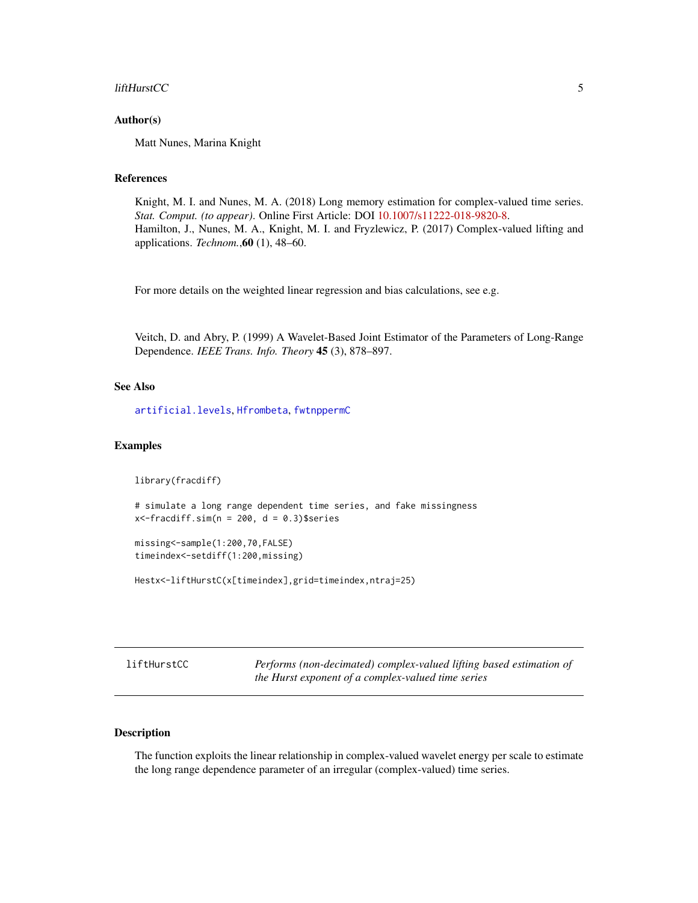### Author(s)

Matt Nunes, Marina Knight

### References

Knight, M. I. and Nunes, M. A. (2018) Long memory estimation for complex-valued time series. *Stat. Comput. (to appear)*. Online First Article: DOI 10.1007/s11222-018-9820-8.
Hamilton, J., Nunes, M. A., Knight, M. I. and Fryzlewicz, P. (2017) Complex-valued lifting and applications. *Technom.*,**60** (1), 48–60.

For more details on the weighted linear regression and bias calculations, see e.g.

Veitch, D. and Abry, P. (1999) A Wavelet-Based Joint Estimator of the Parameters of Long-Range Dependence. *IEEE Trans. Info. Theory* **45** (3), 878–897.

### See Also

artificial.levels, Hfrombeta, fwtnppermC

### Examples

```
library(fracdiff)

# simulate a long range dependent time series, and fake missingness
x<-fracdiff.sim(n = 200, d = 0.3)$series

missing<-sample(1:200,70,FALSE)
timeindex<-setdiff(1:200,missing)

Hestx<-liftHurstC(x[timeindex],grid=timeindex,ntraj=25)
```

---

## liftHurstCC — *Performs (non-decimated) complex-valued lifting based estimation of the Hurst exponent of a complex-valued time series*

### Description

The function exploits the linear relationship in complex-valued wavelet energy per scale to estimate the long range dependence parameter of an irregular (complex-valued) time series.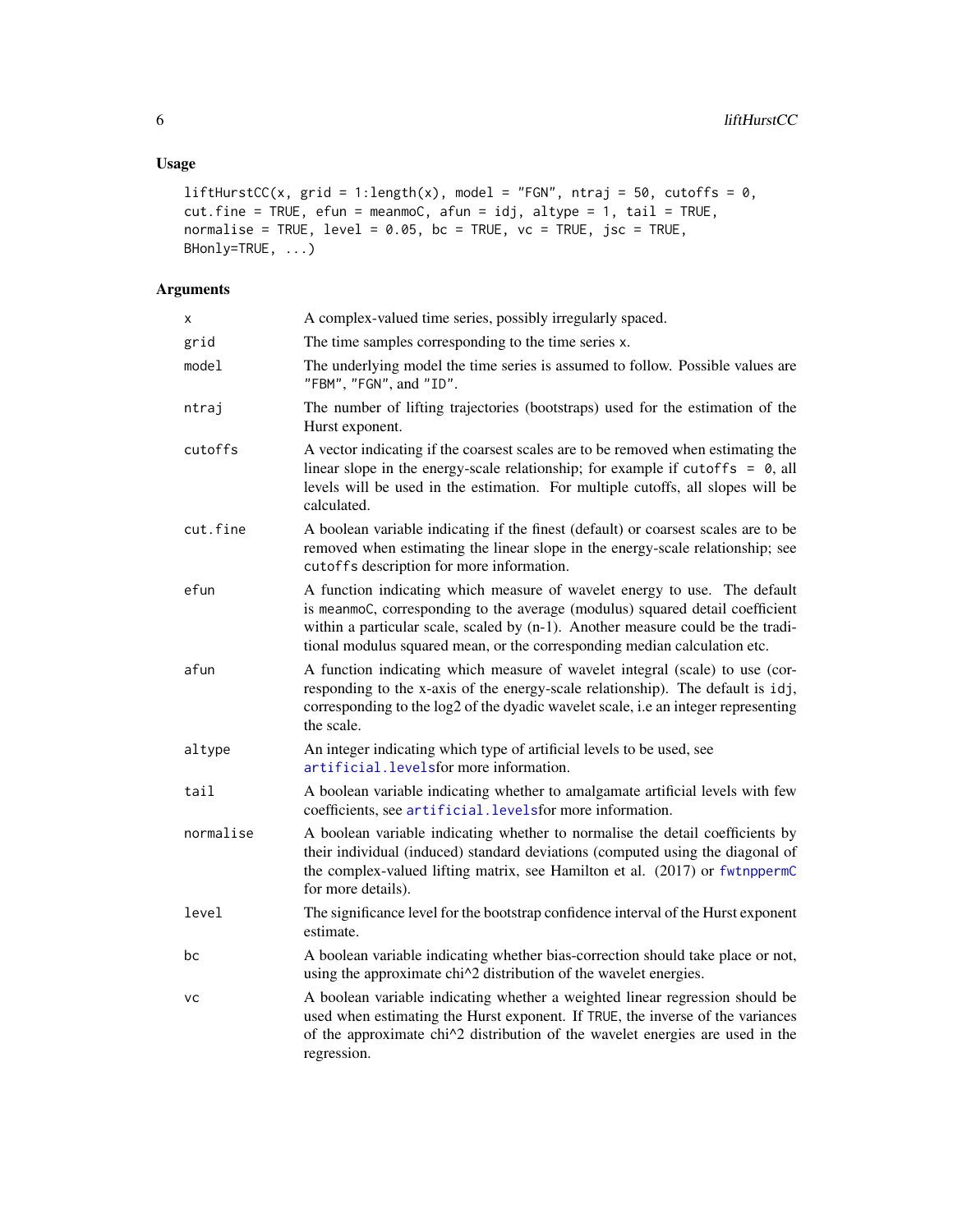## Usage

```
liftHurstCC(x, grid = 1:length(x), model = "FGN", ntraj = 50, cutoffs = 0,
cut.fine = TRUE, efun = meanmoC, afun = idj, altype = 1, tail = TRUE,
normalise = TRUE, level = 0.05, bc = TRUE, vc = TRUE, jsc = TRUE,
BHonly=TRUE, ...)
```

## Arguments

| | |
|---|---|
| `x` | A complex-valued time series, possibly irregularly spaced. |
| `grid` | The time samples corresponding to the time series `x`. |
| `model` | The underlying model the time series is assumed to follow. Possible values are `"FBM"`, `"FGN"`, and `"ID"`. |
| `ntraj` | The number of lifting trajectories (bootstraps) used for the estimation of the Hurst exponent. |
| `cutoffs` | A vector indicating if the coarsest scales are to be removed when estimating the linear slope in the energy-scale relationship; for example if `cutoffs = 0`, all levels will be used in the estimation. For multiple cutoffs, all slopes will be calculated. |
| `cut.fine` | A boolean variable indicating if the finest (default) or coarsest scales are to be removed when estimating the linear slope in the energy-scale relationship; see `cutoffs` description for more information. |
| `efun` | A function indicating which measure of wavelet energy to use. The default is `meanmoC`, corresponding to the average (modulus) squared detail coefficient within a particular scale, scaled by (n-1). Another measure could be the traditional modulus squared mean, or the corresponding median calculation etc. |
| `afun` | A function indicating which measure of wavelet integral (scale) to use (corresponding to the x-axis of the energy-scale relationship). The default is `idj`, corresponding to the log2 of the dyadic wavelet scale, i.e an integer representing the scale. |
| `altype` | An integer indicating which type of artificial levels to be used, see `artificial.levels`for more information. |
| `tail` | A boolean variable indicating whether to amalgamate artificial levels with few coefficients, see `artificial.levels`for more information. |
| `normalise` | A boolean variable indicating whether to normalise the detail coefficients by their individual (induced) standard deviations (computed using the diagonal of the complex-valued lifting matrix, see Hamilton et al. (2017) or `fwtnppermC` for more details). |
| `level` | The significance level for the bootstrap confidence interval of the Hurst exponent estimate. |
| `bc` | A boolean variable indicating whether bias-correction should take place or not, using the approximate chi^2 distribution of the wavelet energies. |
| `vc` | A boolean variable indicating whether a weighted linear regression should be used when estimating the Hurst exponent. If `TRUE`, the inverse of the variances of the approximate chi^2 distribution of the wavelet energies are used in the regression. |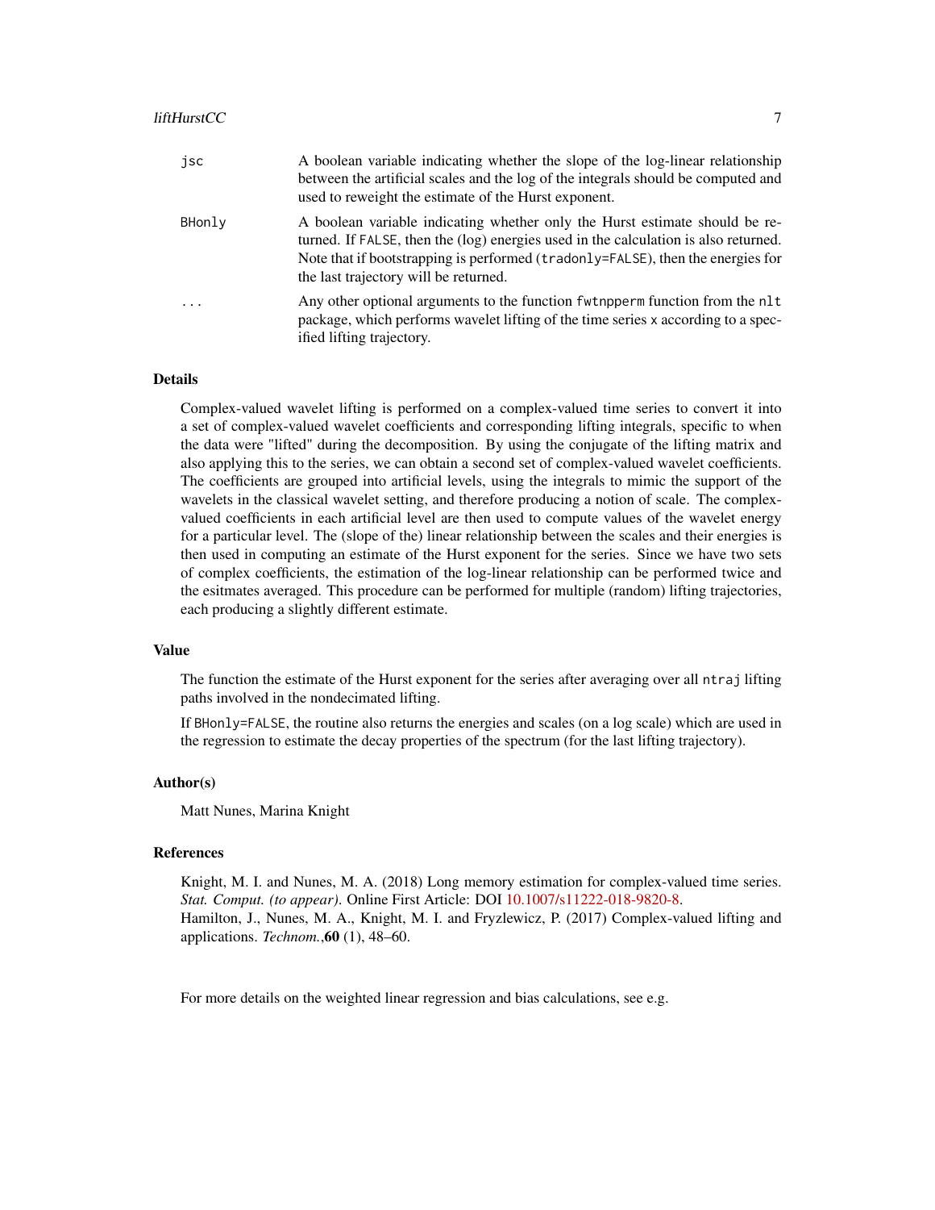| | |
|---|---|
| `jsc` | A boolean variable indicating whether the slope of the log-linear relationship between the artificial scales and the log of the integrals should be computed and used to reweight the estimate of the Hurst exponent. |
| `BHonly` | A boolean variable indicating whether only the Hurst estimate should be returned. If `FALSE`, then the (log) energies used in the calculation is also returned. Note that if bootstrapping is performed (`tradonly=FALSE`), then the energies for the last trajectory will be returned. |
| `...` | Any other optional arguments to the function `fwtnpperm` function from the `nlt` package, which performs wavelet lifting of the time series `x` according to a specified lifting trajectory. |

## Details

Complex-valued wavelet lifting is performed on a complex-valued time series to convert it into a set of complex-valued wavelet coefficients and corresponding lifting integrals, specific to when the data were "lifted" during the decomposition. By using the conjugate of the lifting matrix and also applying this to the series, we can obtain a second set of complex-valued wavelet coefficients. The coefficients are grouped into artificial levels, using the integrals to mimic the support of the wavelets in the classical wavelet setting, and therefore producing a notion of scale. The complex-valued coefficients in each artificial level are then used to compute values of the wavelet energy for a particular level. The (slope of the) linear relationship between the scales and their energies is then used in computing an estimate of the Hurst exponent for the series. Since we have two sets of complex coefficients, the estimation of the log-linear relationship can be performed twice and the esitmates averaged. This procedure can be performed for multiple (random) lifting trajectories, each producing a slightly different estimate.

## Value

The function the estimate of the Hurst exponent for the series after averaging over all `ntraj` lifting paths involved in the nondecimated lifting.

If `BHonly=FALSE`, the routine also returns the energies and scales (on a log scale) which are used in the regression to estimate the decay properties of the spectrum (for the last lifting trajectory).

## Author(s)

Matt Nunes, Marina Knight

## References

Knight, M. I. and Nunes, M. A. (2018) Long memory estimation for complex-valued time series. *Stat. Comput. (to appear)*. Online First Article: DOI 10.1007/s11222-018-9820-8.
Hamilton, J., Nunes, M. A., Knight, M. I. and Fryzlewicz, P. (2017) Complex-valued lifting and applications. *Technom.*,**60** (1), 48–60.

For more details on the weighted linear regression and bias calculations, see e.g.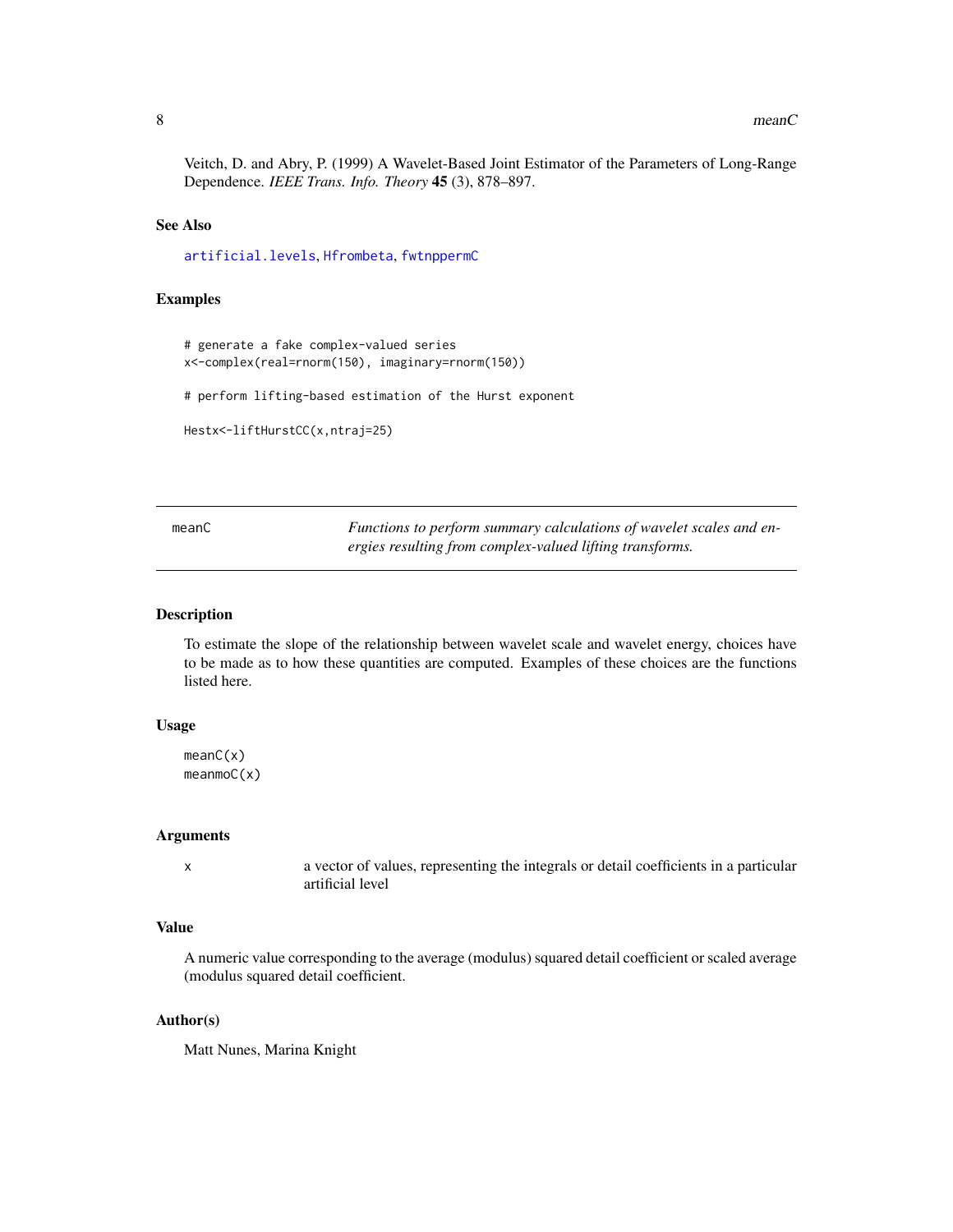Veitch, D. and Abry, P. (1999) A Wavelet-Based Joint Estimator of the Parameters of Long-Range Dependence. *IEEE Trans. Info. Theory* **45** (3), 878–897.

### See Also

artificial.levels, Hfrombeta, fwtnppermC

### Examples

```
# generate a fake complex-valued series
x<-complex(real=rnorm(150), imaginary=rnorm(150))

# perform lifting-based estimation of the Hurst exponent

Hestx<-liftHurstCC(x,ntraj=25)
```

---

## meanC — *Functions to perform summary calculations of wavelet scales and energies resulting from complex-valued lifting transforms.*

### Description

To estimate the slope of the relationship between wavelet scale and wavelet energy, choices have to be made as to how these quantities are computed. Examples of these choices are the functions listed here.

### Usage

```
meanC(x)
meanmoC(x)
```

### Arguments

| | |
|---|---|
| x | a vector of values, representing the integrals or detail coefficients in a particular artificial level |

### Value

A numeric value corresponding to the average (modulus) squared detail coefficient or scaled average (modulus squared detail coefficient.

### Author(s)

Matt Nunes, Marina Knight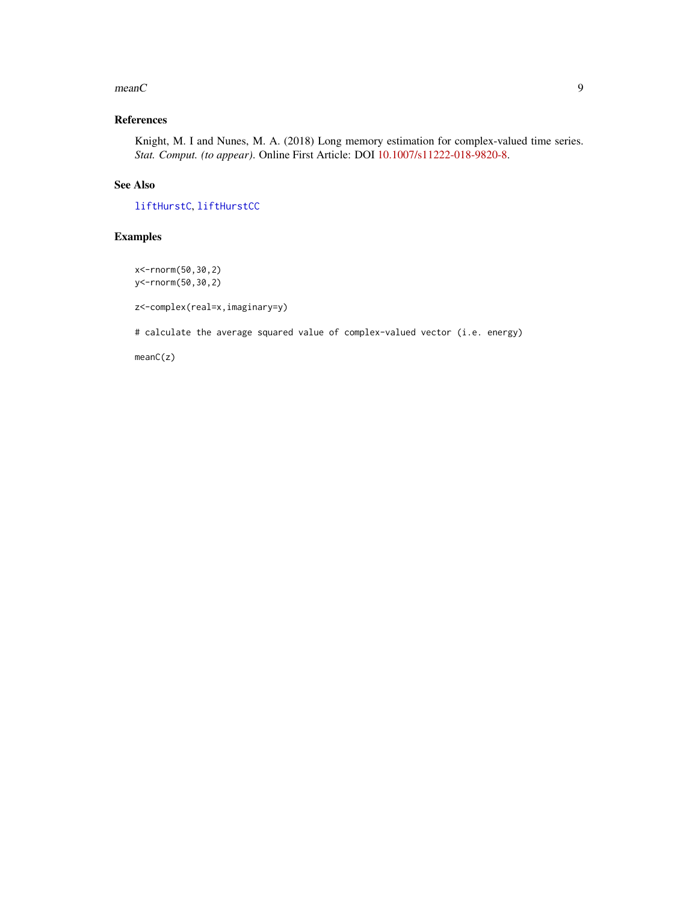## References

Knight, M. I and Nunes, M. A. (2018) Long memory estimation for complex-valued time series. *Stat. Comput. (to appear)*. Online First Article: DOI 10.1007/s11222-018-9820-8.

## See Also

`liftHurstC`, `liftHurstCC`

## Examples

```
x<-rnorm(50,30,2)
y<-rnorm(50,30,2)

z<-complex(real=x,imaginary=y)

# calculate the average squared value of complex-valued vector (i.e. energy)

meanC(z)
```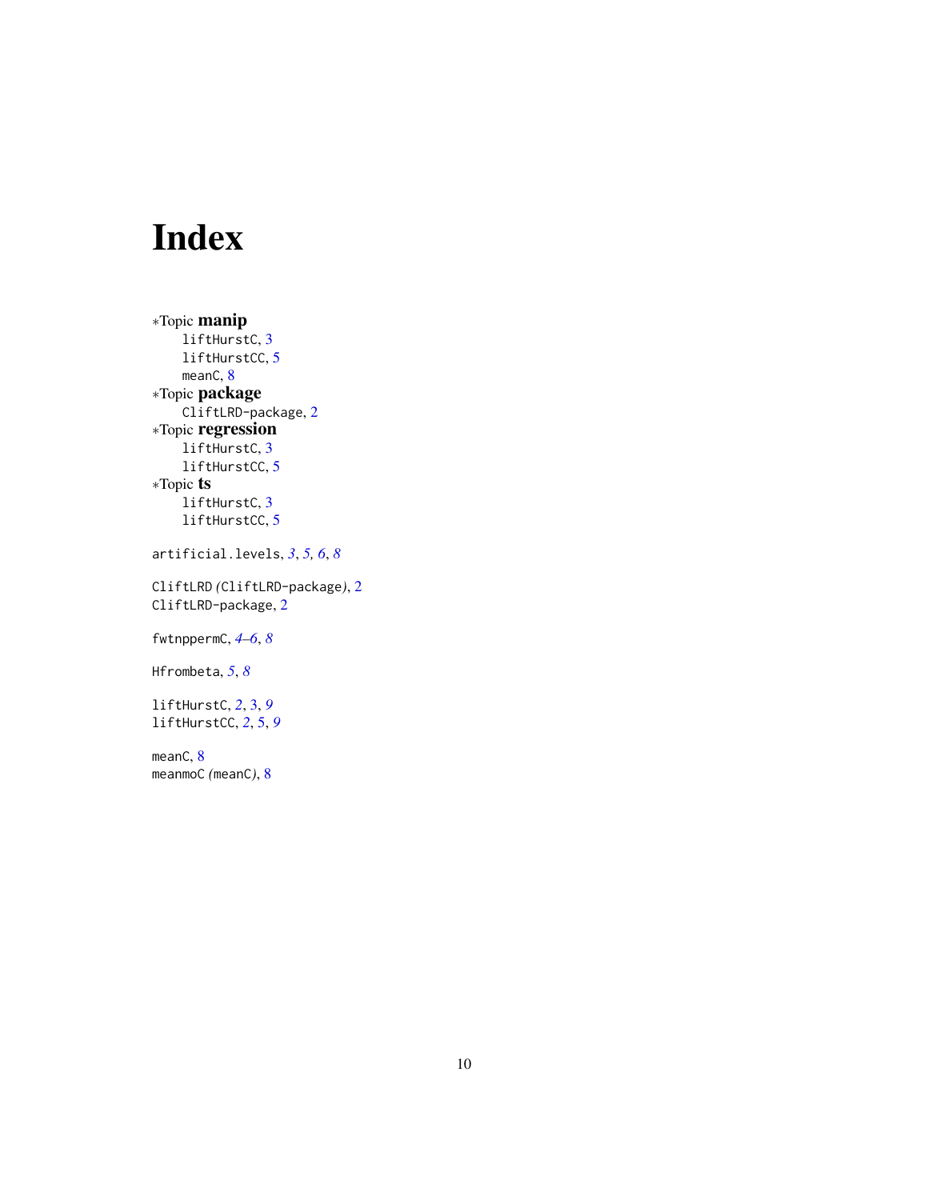# Index

*Topic **manip**
    liftHurstC, 3
    liftHurstCC, 5
    meanC, 8
*Topic **package**
    CliftLRD-package, 2
*Topic **regression**
    liftHurstC, 3
    liftHurstCC, 5
*Topic **ts**
    liftHurstC, 3
    liftHurstCC, 5

artificial.levels, *3*, *5, 6*, *8*

CliftLRD *(*CliftLRD-package*)*, 2
CliftLRD-package, 2

fwtnppermC, *4–6*, *8*

Hfrombeta, *5*, *8*

liftHurstC, *2*, 3, *9*
liftHurstCC, *2*, 5, *9*

meanC, 8
meanmoC *(*meanC*)*, 8